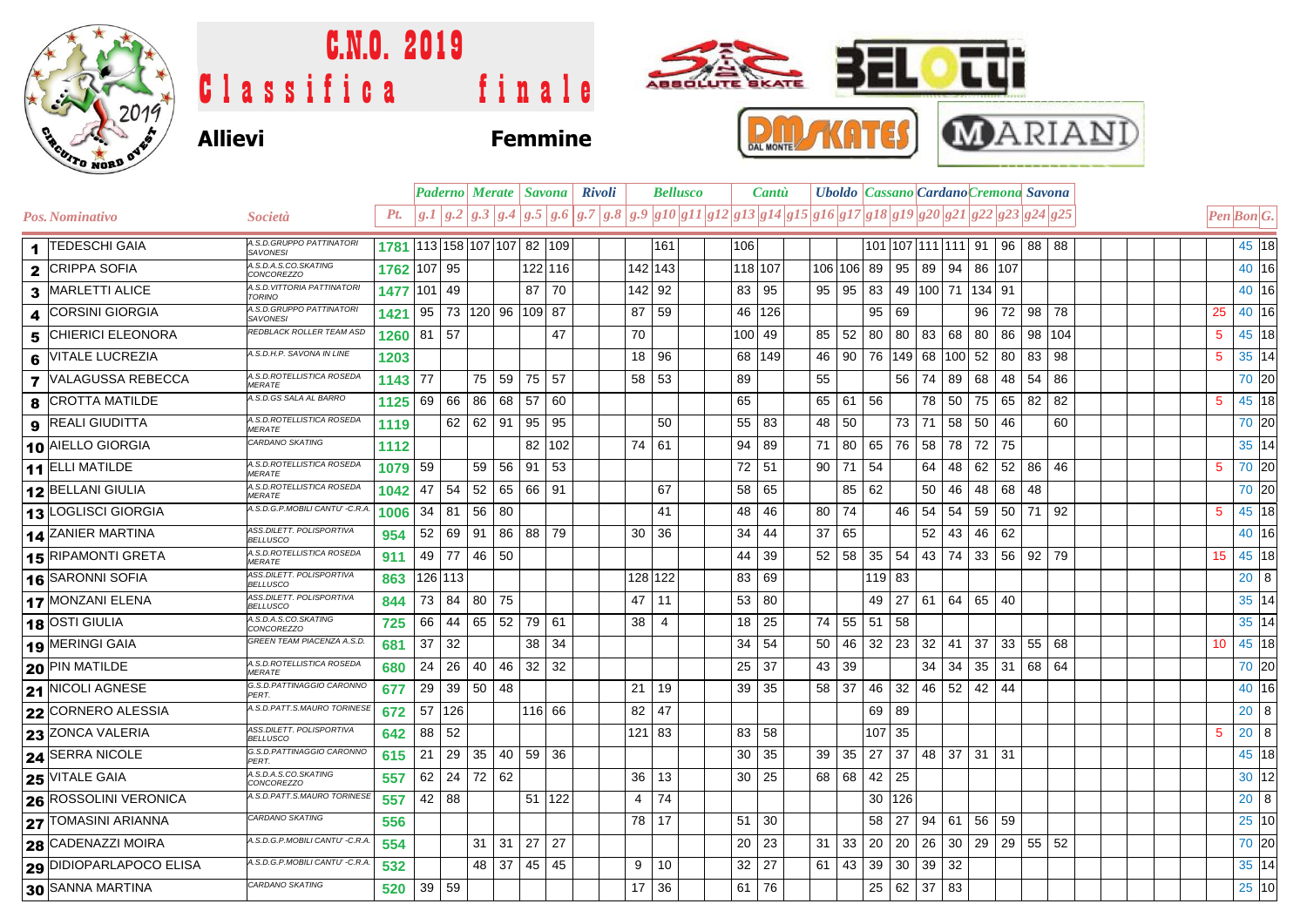# C.N.O. 2019

# Classifica finale

**Allievi** **Femmine**

| Pos. | Nominativo | Società | Pt. | Paderno | | Merate | | Savona | | Rivoli | | Bellusco | | | | Cantù | | | Uboldo | | Cassano | | Cardano | | Cremona | | Savona | | Pen | Bon | G. |
|---|---|---|---|---|---|---|---|---|---|---|---|---|---|---|---|---|---|---|---|---|---|---|---|---|---|---|---|---|---|---|---|
| | | | | g.1 | g.2 | g.3 | g.4 | g.5 | g.6 | g.7 | g.8 | g.9 | g10 | g11 | g12 | g13 | g14 | g15 | g16 | g17 | g18 | g19 | g20 | g21 | g22 | g23 | g24 | g25 | | | |
| 1 | TEDESCHI GAIA | A.S.D.GRUPPO PATTINATORI SAVONESI | 1781 | 113 | 158 | 107 | 107 | 82 | 109 | | | | 161 | | | 106 | | | | | 101 | 107 | 111 | 111 | 91 | 96 | 88 | 88 | | 45 | 18 |
| 2 | CRIPPA SOFIA | A.S.D.A.S.CO.SKATING CONCOREZZO | 1762 | 107 | 95 | | | 122 | 116 | | | 142 | 143 | | | 118 | 107 | | 106 | 106 | 89 | 95 | 89 | 94 | 86 | 107 | | | | 40 | 16 |
| 3 | MARLETTI ALICE | A.S.D.VITTORIA PATTINATORI TORINO | 1477 | 101 | 49 | | | 87 | 70 | | | 142 | 92 | | | 83 | 95 | | 95 | 95 | 83 | 49 | 100 | 71 | 134 | 91 | | | | 40 | 16 |
| 4 | CORSINI GIORGIA | A.S.D.GRUPPO PATTINATORI SAVONESI | 1421 | 95 | 73 | 120 | 96 | 109 | 87 | | | 87 | 59 | | | 46 | 126 | | | | 95 | 69 | | | 96 | 72 | 98 | 78 | 25 | 40 | 16 |
| 5 | CHIERICI ELEONORA | REDBLACK ROLLER TEAM ASD | 1260 | 81 | 57 | | | | 47 | | | 70 | | | | 100 | 49 | | 85 | 52 | 80 | 80 | 83 | 68 | 80 | 86 | 98 | 104 | 5 | 45 | 18 |
| 6 | VITALE LUCREZIA | A.S.D.H.P. SAVONA IN LINE | 1203 | | | | | | | | | 18 | 96 | | | 68 | 149 | | 46 | 90 | 76 | 149 | 68 | 100 | 52 | 80 | 83 | 98 | 5 | 35 | 14 |
| 7 | VALAGUSSA REBECCA | A.S.D.ROTELLISTICA ROSEDA MERATE | 1143 | 77 | | 75 | 59 | 75 | 57 | | | 58 | 53 | | | 89 | | | 55 | | | 56 | 74 | 89 | 68 | 48 | 54 | 86 | | 70 | 20 |
| 8 | CROTTA MATILDE | A.S.D.GS SALA AL BARRO | 1125 | 69 | 66 | 86 | 68 | 57 | 60 | | | | | | | 65 | | | 65 | 61 | 56 | | 78 | 50 | 75 | 65 | 82 | 82 | 5 | 45 | 18 |
| 9 | REALI GIUDITTA | A.S.D.ROTELLISTICA ROSEDA MERATE | 1119 | | 62 | 62 | 91 | 95 | 95 | | | | 50 | | | 55 | 83 | | 48 | 50 | | 73 | 71 | 58 | 50 | 46 | | 60 | | 70 | 20 |
| 10 | AIELLO GIORGIA | CARDANO SKATING | 1112 | | | | | 82 | 102 | | | 74 | 61 | | | 94 | 89 | | 71 | 80 | 65 | 76 | 58 | 78 | 72 | 75 | | | | 35 | 14 |
| 11 | ELLI MATILDE | A.S.D.ROTELLISTICA ROSEDA MERATE | 1079 | 59 | | 59 | 56 | 91 | 53 | | | | | | | 72 | 51 | | 90 | 71 | 54 | | 64 | 48 | 62 | 52 | 86 | 46 | 5 | 70 | 20 |
| 12 | BELLANI GIULIA | A.S.D.ROTELLISTICA ROSEDA MERATE | 1042 | 47 | 54 | 52 | 65 | 66 | 91 | | | | 67 | | | 58 | 65 | | | 85 | 62 | | 50 | 46 | 48 | 68 | 48 | | | 70 | 20 |
| 13 | LOGLISCI GIORGIA | A.S.D.G.P.MOBILI CANTU' -C.R.A. | 1006 | 34 | 81 | 56 | 80 | | | | | | 41 | | | 48 | 46 | | 80 | 74 | | 46 | 54 | 54 | 59 | 50 | 71 | 92 | 5 | 45 | 18 |
| 14 | ZANIER MARTINA | ASS.DILETT. POLISPORTIVA BELLUSCO | 954 | 52 | 69 | 91 | 86 | 88 | 79 | | | 30 | 36 | | | 34 | 44 | | 37 | 65 | | | 52 | 43 | 46 | 62 | | | | 40 | 16 |
| 15 | RIPAMONTI GRETA | A.S.D.ROTELLISTICA ROSEDA MERATE | 911 | 49 | 77 | 46 | 50 | | | | | | | | | 44 | 39 | | 52 | 58 | 35 | 54 | 43 | 74 | 33 | 56 | 92 | 79 | 15 | 45 | 18 |
| 16 | SARONNI SOFIA | ASS.DILETT. POLISPORTIVA BELLUSCO | 863 | 126 | 113 | | | | | | | 128 | 122 | | | 83 | 69 | | | | 119 | 83 | | | | | | | | 20 | 8 |
| 17 | MONZANI ELENA | ASS.DILETT. POLISPORTIVA BELLUSCO | 844 | 73 | 84 | 80 | 75 | | | | | 47 | 11 | | | 53 | 80 | | | | 49 | 27 | 61 | 64 | 65 | 40 | | | | 35 | 14 |
| 18 | OSTI GIULIA | A.S.D.A.S.CO.SKATING CONCOREZZO | 725 | 66 | 44 | 65 | 52 | 79 | 61 | | | 38 | 4 | | | 18 | 25 | | 74 | 55 | 51 | 58 | | | | | | | | 35 | 14 |
| 19 | MERINGI GAIA | GREEN TEAM PIACENZA A.S.D. | 681 | 37 | 32 | | | 38 | 34 | | | | | | | 34 | 54 | | 50 | 46 | 32 | 23 | 32 | 41 | 37 | 33 | 55 | 68 | 10 | 45 | 18 |
| 20 | PIN MATILDE | A.S.D.ROTELLISTICA ROSEDA MERATE | 680 | 24 | 26 | 40 | 46 | 32 | 32 | | | | | | | 25 | 37 | | 43 | 39 | | | 34 | 34 | 35 | 31 | 68 | 64 | | 70 | 20 |
| 21 | NICOLI AGNESE | G.S.D.PATTINAGGIO CARONNO PERT. | 677 | 29 | 39 | 50 | 48 | | | | | 21 | 19 | | | 39 | 35 | | 58 | 37 | 46 | 32 | 46 | 52 | 42 | 44 | | | | 40 | 16 |
| 22 | CORNERO ALESSIA | A.S.D.PATT.S.MAURO TORINESE | 672 | 57 | 126 | | | 116 | 66 | | | 82 | 47 | | | | | | | | 69 | 89 | | | | | | | | 20 | 8 |
| 23 | ZONCA VALERIA | ASS.DILETT. POLISPORTIVA BELLUSCO | 642 | 88 | 52 | | | | | | | 121 | 83 | | | 83 | 58 | | | | 107 | 35 | | | | | | | 5 | 20 | 8 |
| 24 | SERRA NICOLE | G.S.D.PATTINAGGIO CARONNO PERT. | 615 | 21 | 29 | 35 | 40 | 59 | 36 | | | | | | | 30 | 35 | | 39 | 35 | 27 | 37 | 48 | 37 | 31 | 31 | | | | 45 | 18 |
| 25 | VITALE GAIA | A.S.D.A.S.CO.SKATING CONCOREZZO | 557 | 62 | 24 | 72 | 62 | | | | | 36 | 13 | | | 30 | 25 | | 68 | 68 | 42 | 25 | | | | | | | | 30 | 12 |
| 26 | ROSSOLINI VERONICA | A.S.D.PATT.S.MAURO TORINESE | 557 | 42 | 88 | | | 51 | 122 | | | 4 | 74 | | | | | | | | 30 | 126 | | | | | | | | 20 | 8 |
| 27 | TOMASINI ARIANNA | CARDANO SKATING | 556 | | | | | | | | | 78 | 17 | | | 51 | 30 | | | | 58 | 27 | 94 | 61 | 56 | 59 | | | | 25 | 10 |
| 28 | CADENAZZI MOIRA | A.S.D.G.P.MOBILI CANTU' -C.R.A. | 554 | | | 31 | 31 | 27 | 27 | | | | | | | 20 | 23 | | 31 | 33 | 20 | 20 | 26 | 30 | 29 | 29 | 55 | 52 | | 70 | 20 |
| 29 | DIDIOPARLAPOCO ELISA | A.S.D.G.P.MOBILI CANTU' -C.R.A. | 532 | | | 48 | 37 | 45 | 45 | | | 9 | 10 | | | 32 | 27 | | 61 | 43 | 39 | 30 | 39 | 32 | | | | | | 35 | 14 |
| 30 | SANNA MARTINA | CARDANO SKATING | 520 | 39 | 59 | | | | | | | 17 | 36 | | | 61 | 76 | | | | 25 | 62 | 37 | 83 | | | | | | 25 | 10 |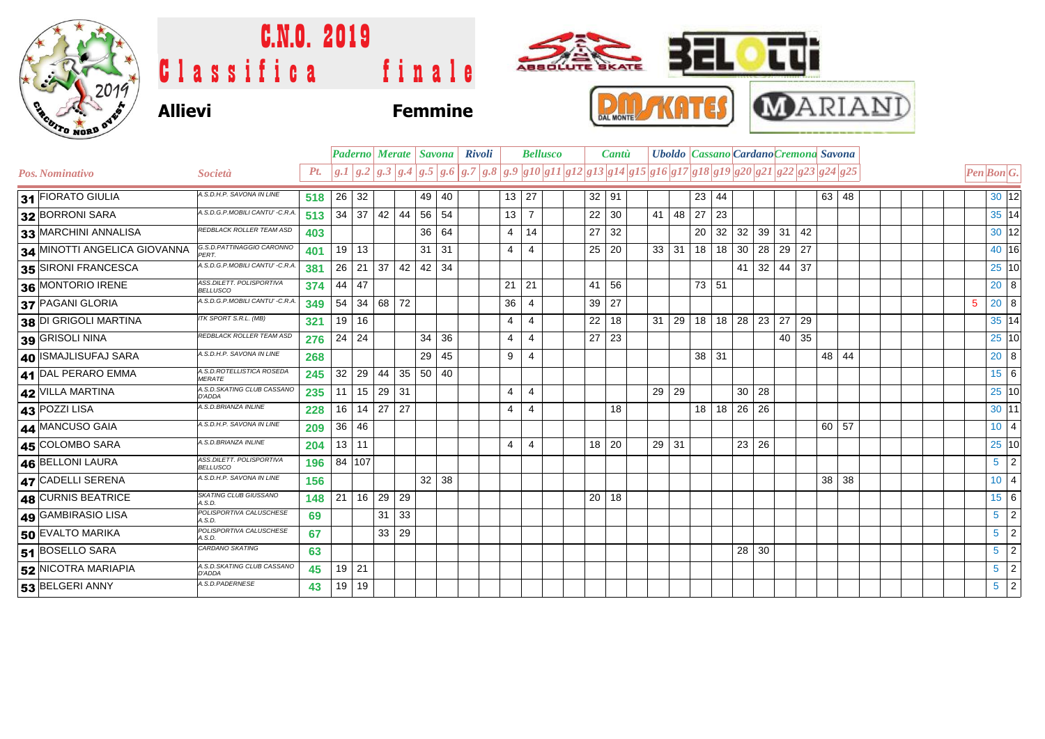# C.N.O. 2019

# Classifica finale

**Allievi** **Femmine**

| | | | | Paderno | | Merate | | Savona | | Rivoli | | Bellusco | | | | Cantù | | | Uboldo | | Cassano | | Cardano | | Cremona | | Savona | | | | |
|---|---|---|---|---|---|---|---|---|---|---|---|---|---|---|---|---|---|---|---|---|---|---|---|---|---|---|---|---|---|---|---|
| Pos. | Nominativo | Società | Pt. | g.1 | g.2 | g.3 | g.4 | g.5 | g.6 | g.7 | g.8 | g.9 | g10 | g11 | g12 | g13 | g14 | g15 | g16 | g17 | g18 | g19 | g20 | g21 | g22 | g23 | g24 | g25 | Pen | Bon | G. |
| 31 | FIORATO GIULIA | A.S.D.H.P. SAVONA IN LINE | 518 | 26 | 32 | | | 49 | 40 | | | 13 | 27 | | | 32 | 91 | | | | 23 | 44 | | | | | 63 | 48 | | 30 | 12 |
| 32 | BORRONI SARA | A.S.D.G.P.MOBILI CANTU' -C.R.A. | 513 | 34 | 37 | 42 | 44 | 56 | 54 | | | 13 | 7 | | | 22 | 30 | | 41 | 48 | 27 | 23 | | | | | | | | 35 | 14 |
| 33 | MARCHINI ANNALISA | REDBLACK ROLLER TEAM ASD | 403 | | | | | 36 | 64 | | | 4 | 14 | | | 27 | 32 | | | | 20 | 32 | 32 | 39 | 31 | 42 | | | | 30 | 12 |
| 34 | MINOTTI ANGELICA GIOVANNA | G.S.D.PATTINAGGIO CARONNO PERT. | 401 | 19 | 13 | | | 31 | 31 | | | 4 | 4 | | | 25 | 20 | | 33 | 31 | 18 | 18 | 30 | 28 | 29 | 27 | | | | 40 | 16 |
| 35 | SIRONI FRANCESCA | A.S.D.G.P.MOBILI CANTU' -C.R.A. | 381 | 26 | 21 | 37 | 42 | 42 | 34 | | | | | | | | | | | | | | 41 | 32 | 44 | 37 | | | | 25 | 10 |
| 36 | MONTORIO IRENE | ASS.DILETT. POLISPORTIVA BELLUSCO | 374 | 44 | 47 | | | | | | | 21 | 21 | | | 41 | 56 | | | | 73 | 51 | | | | | | | | 20 | 8 |
| 37 | PAGANI GLORIA | A.S.D.G.P.MOBILI CANTU' -C.R.A. | 349 | 54 | 34 | 68 | 72 | | | | | 36 | 4 | | | 39 | 27 | | | | | | | | | | | | 5 | 20 | 8 |
| 38 | DI GRIGOLI MARTINA | ITK SPORT S.R.L. (MB) | 321 | 19 | 16 | | | | | | | 4 | 4 | | | 22 | 18 | | 31 | 29 | 18 | 18 | 28 | 23 | 27 | 29 | | | | 35 | 14 |
| 39 | GRISOLI NINA | REDBLACK ROLLER TEAM ASD | 276 | 24 | 24 | | | 34 | 36 | | | 4 | 4 | | | 27 | 23 | | | | | | | | 40 | 35 | | | | 25 | 10 |
| 40 | ISMAJLISUFAJ SARA | A.S.D.H.P. SAVONA IN LINE | 268 | | | | | 29 | 45 | | | 9 | 4 | | | | | | | | 38 | 31 | | | | | 48 | 44 | | 20 | 8 |
| 41 | DAL PERARO EMMA | A.S.D.ROTELLISTICA ROSEDA MERATE | 245 | 32 | 29 | 44 | 35 | 50 | 40 | | | | | | | | | | | | | | | | | | | | | 15 | 6 |
| 42 | VILLA MARTINA | A.S.D.SKATING CLUB CASSANO D'ADDA | 235 | 11 | 15 | 29 | 31 | | | | | 4 | 4 | | | | | | 29 | 29 | | | 30 | 28 | | | | | | 25 | 10 |
| 43 | POZZI LISA | A.S.D.BRIANZA INLINE | 228 | 16 | 14 | 27 | 27 | | | | | 4 | 4 | | | | 18 | | | | 18 | 18 | 26 | 26 | | | | | | 30 | 11 |
| 44 | MANCUSO GAIA | A.S.D.H.P. SAVONA IN LINE | 209 | 36 | 46 | | | | | | | | | | | | | | | | | | | | | | 60 | 57 | | 10 | 4 |
| 45 | COLOMBO SARA | A.S.D.BRIANZA INLINE | 204 | 13 | 11 | | | | | | | 4 | 4 | | | 18 | 20 | | 29 | 31 | | | 23 | 26 | | | | | | 25 | 10 |
| 46 | BELLONI LAURA | ASS.DILETT. POLISPORTIVA BELLUSCO | 196 | 84 | 107 | | | | | | | | | | | | | | | | | | | | | | | | | 5 | 2 |
| 47 | CADELLI SERENA | A.S.D.H.P. SAVONA IN LINE | 156 | | | | | 32 | 38 | | | | | | | | | | | | | | | | | | 38 | 38 | | 10 | 4 |
| 48 | CURNIS BEATRICE | SKATING CLUB GIUSSANO A.S.D. | 148 | 21 | 16 | 29 | 29 | | | | | | | | | 20 | 18 | | | | | | | | | | | | | 15 | 6 |
| 49 | GAMBIRASIO LISA | POLISPORTIVA CALUSCHESE A.S.D. | 69 | | | 31 | 33 | | | | | | | | | | | | | | | | | | | | | | | 5 | 2 |
| 50 | EVALTO MARIKA | POLISPORTIVA CALUSCHESE A.S.D. | 67 | | | 33 | 29 | | | | | | | | | | | | | | | | | | | | | | | 5 | 2 |
| 51 | BOSELLO SARA | CARDANO SKATING | 63 | | | | | | | | | | | | | | | | | | | | 28 | 30 | | | | | | 5 | 2 |
| 52 | NICOTRA MARIAPIA | A.S.D.SKATING CLUB CASSANO D'ADDA | 45 | 19 | 21 | | | | | | | | | | | | | | | | | | | | | | | | | 5 | 2 |
| 53 | BELGERI ANNY | A.S.D.PADERNESE | 43 | 19 | 19 | | | | | | | | | | | | | | | | | | | | | | | | | 5 | 2 |